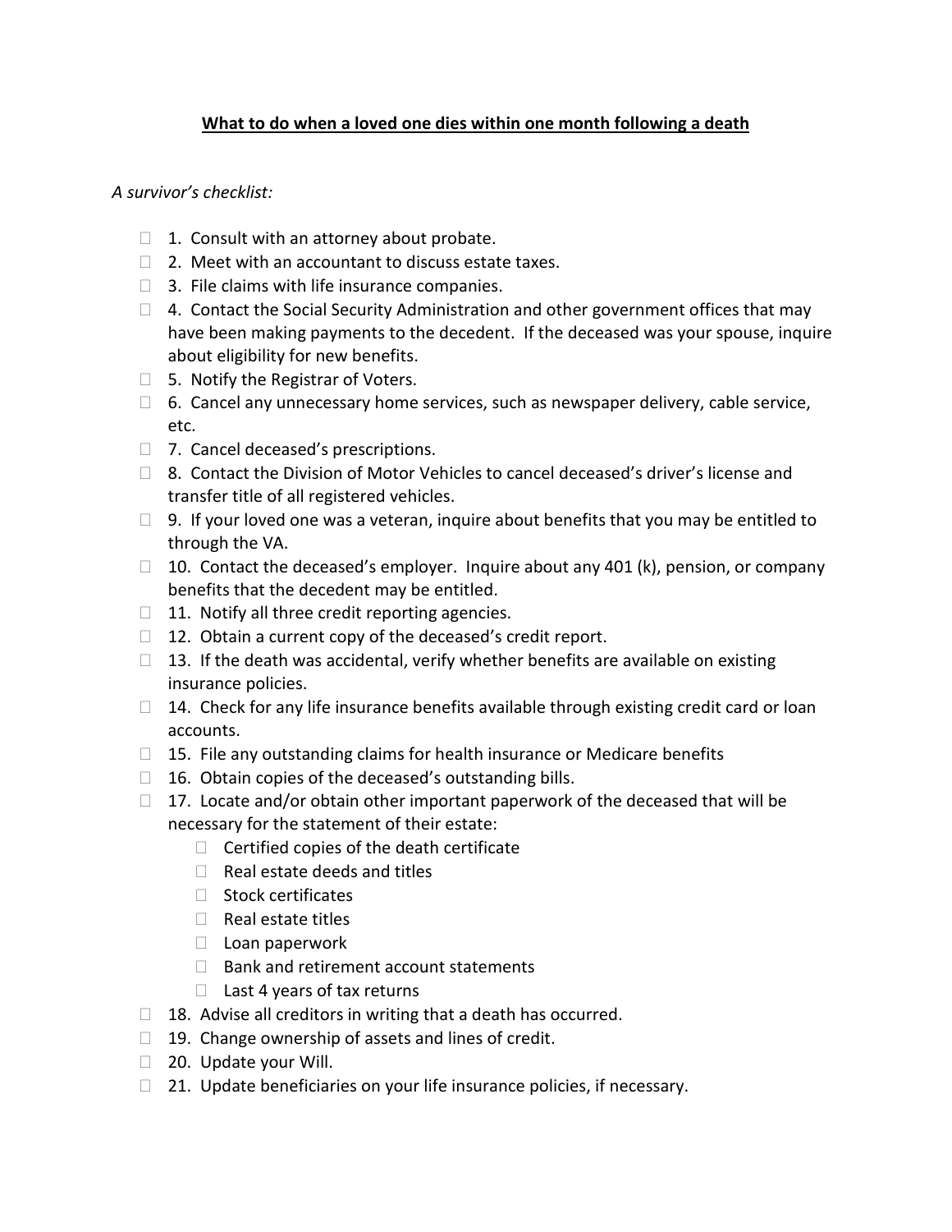**What to do when a loved one dies within one month following a death**

*A survivor's checklist:*

- 1. Consult with an attorney about probate.
- 2. Meet with an accountant to discuss estate taxes.
- 3. File claims with life insurance companies.
- 4. Contact the Social Security Administration and other government offices that may have been making payments to the decedent. If the deceased was your spouse, inquire about eligibility for new benefits.
- 5. Notify the Registrar of Voters.
- 6. Cancel any unnecessary home services, such as newspaper delivery, cable service, etc.
- 7. Cancel deceased's prescriptions.
- 8. Contact the Division of Motor Vehicles to cancel deceased's driver's license and transfer title of all registered vehicles.
- 9. If your loved one was a veteran, inquire about benefits that you may be entitled to through the VA.
- 10. Contact the deceased's employer. Inquire about any 401 (k), pension, or company benefits that the decedent may be entitled.
- 11. Notify all three credit reporting agencies.
- 12. Obtain a current copy of the deceased's credit report.
- 13. If the death was accidental, verify whether benefits are available on existing insurance policies.
- 14. Check for any life insurance benefits available through existing credit card or loan accounts.
- 15. File any outstanding claims for health insurance or Medicare benefits
- 16. Obtain copies of the deceased's outstanding bills.
- 17. Locate and/or obtain other important paperwork of the deceased that will be necessary for the statement of their estate:
  - Certified copies of the death certificate
  - Real estate deeds and titles
  - Stock certificates
  - Real estate titles
  - Loan paperwork
  - Bank and retirement account statements
  - Last 4 years of tax returns
- 18. Advise all creditors in writing that a death has occurred.
- 19. Change ownership of assets and lines of credit.
- 20. Update your Will.
- 21. Update beneficiaries on your life insurance policies, if necessary.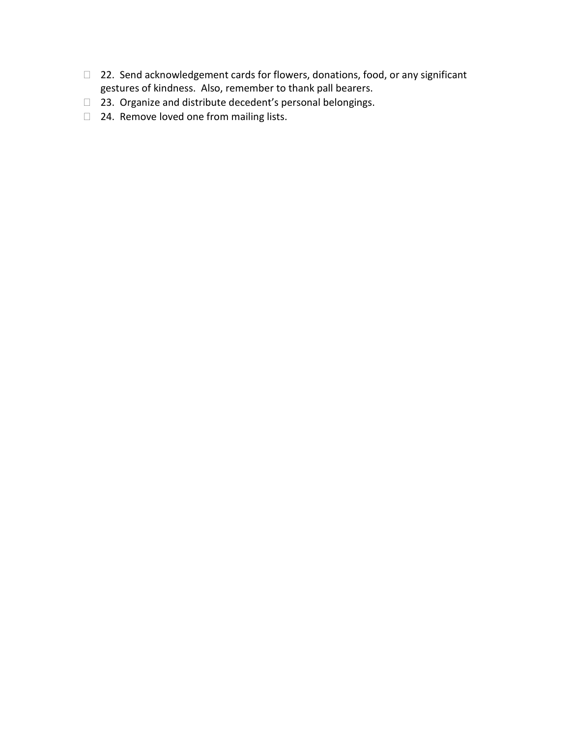- [ ] 22. Send acknowledgement cards for flowers, donations, food, or any significant gestures of kindness. Also, remember to thank pall bearers.
- [ ] 23. Organize and distribute decedent's personal belongings.
- [ ] 24. Remove loved one from mailing lists.